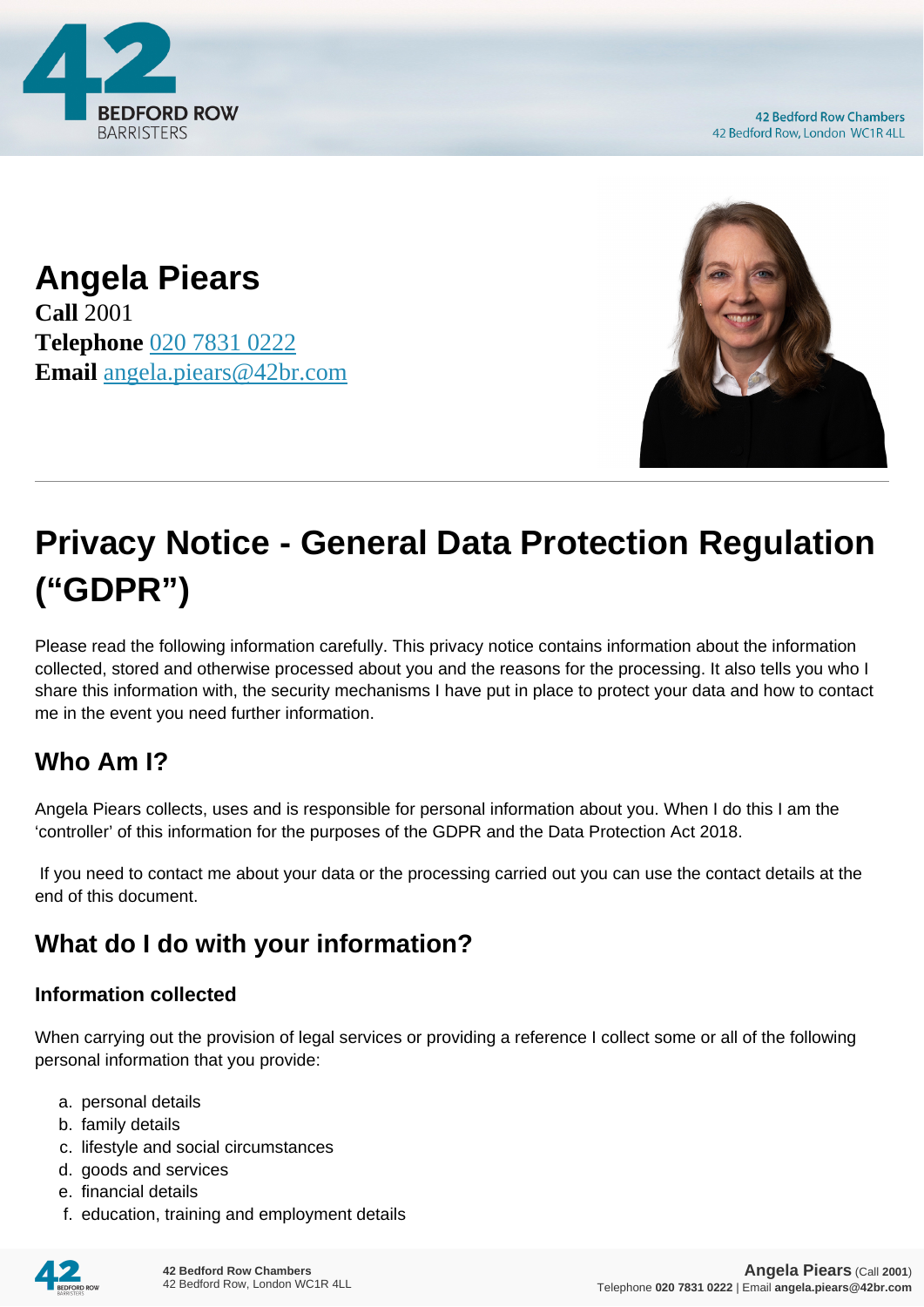# Angela Piears

**Call** 2001
**Telephone** 020 7831 0222
**Email** angela.piears@42br.com

# Privacy Notice - General Data Protection Regulation ("GDPR")

Please read the following information carefully. This privacy notice contains information about the information collected, stored and otherwise processed about you and the reasons for the processing. It also tells you who I share this information with, the security mechanisms I have put in place to protect your data and how to contact me in the event you need further information.

## Who Am I?

Angela Piears collects, uses and is responsible for personal information about you. When I do this I am the 'controller' of this information for the purposes of the GDPR and the Data Protection Act 2018.

If you need to contact me about your data or the processing carried out you can use the contact details at the end of this document.

## What do I do with your information?

### Information collected

When carrying out the provision of legal services or providing a reference I collect some or all of the following personal information that you provide:

a. personal details
b. family details
c. lifestyle and social circumstances
d. goods and services
e. financial details
f. education, training and employment details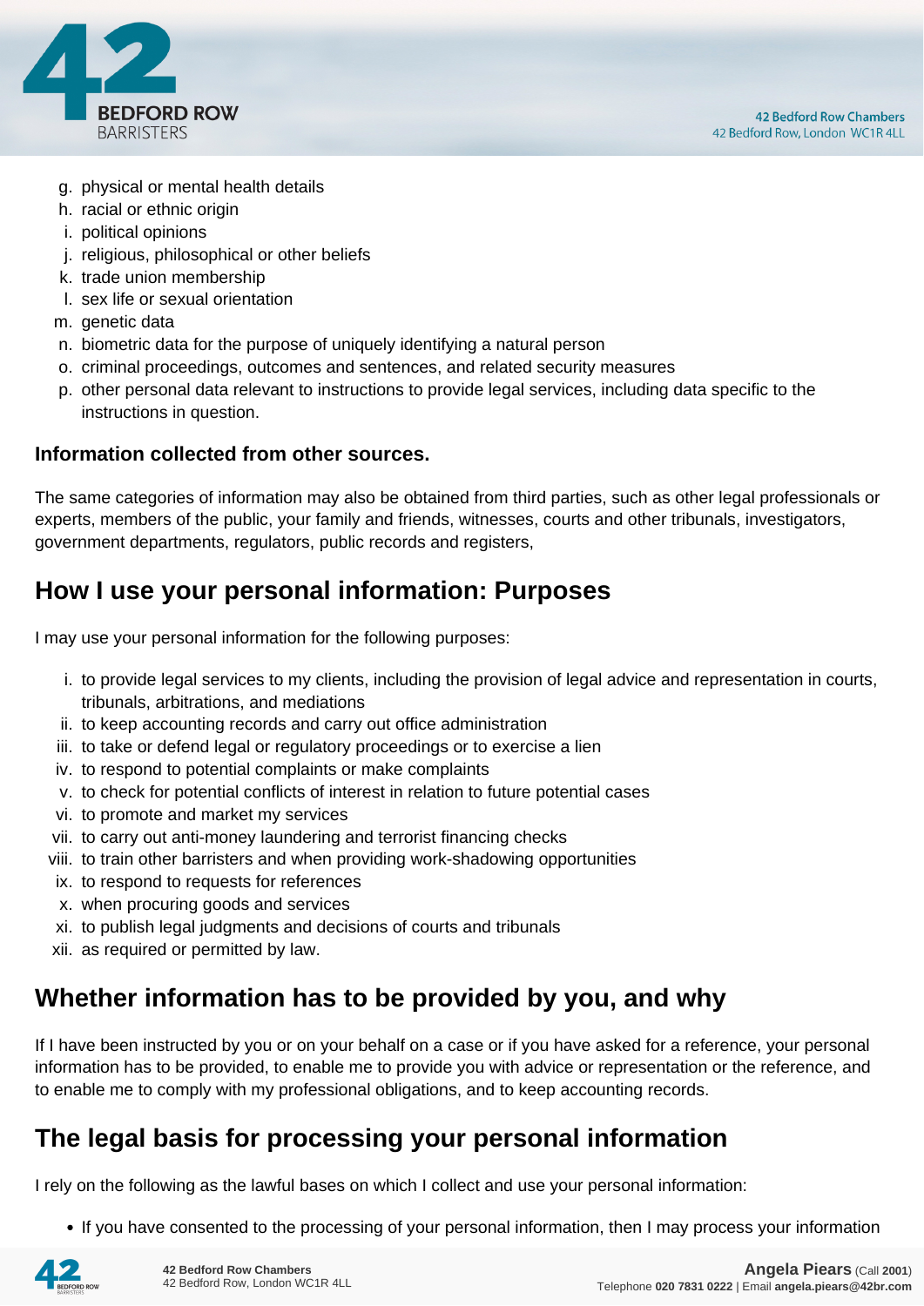g. physical or mental health details
h. racial or ethnic origin
i. political opinions
j. religious, philosophical or other beliefs
k. trade union membership
l. sex life or sexual orientation
m. genetic data
n. biometric data for the purpose of uniquely identifying a natural person
o. criminal proceedings, outcomes and sentences, and related security measures
p. other personal data relevant to instructions to provide legal services, including data specific to the instructions in question.

**Information collected from other sources.**

The same categories of information may also be obtained from third parties, such as other legal professionals or experts, members of the public, your family and friends, witnesses, courts and other tribunals, investigators, government departments, regulators, public records and registers,

## How I use your personal information: Purposes

I may use your personal information for the following purposes:

i. to provide legal services to my clients, including the provision of legal advice and representation in courts, tribunals, arbitrations, and mediations
ii. to keep accounting records and carry out office administration
iii. to take or defend legal or regulatory proceedings or to exercise a lien
iv. to respond to potential complaints or make complaints
v. to check for potential conflicts of interest in relation to future potential cases
vi. to promote and market my services
vii. to carry out anti-money laundering and terrorist financing checks
viii. to train other barristers and when providing work-shadowing opportunities
ix. to respond to requests for references
x. when procuring goods and services
xi. to publish legal judgments and decisions of courts and tribunals
xii. as required or permitted by law.

## Whether information has to be provided by you, and why

If I have been instructed by you or on your behalf on a case or if you have asked for a reference, your personal information has to be provided, to enable me to provide you with advice or representation or the reference, and to enable me to comply with my professional obligations, and to keep accounting records.

## The legal basis for processing your personal information

I rely on the following as the lawful bases on which I collect and use your personal information:

- If you have consented to the processing of your personal information, then I may process your information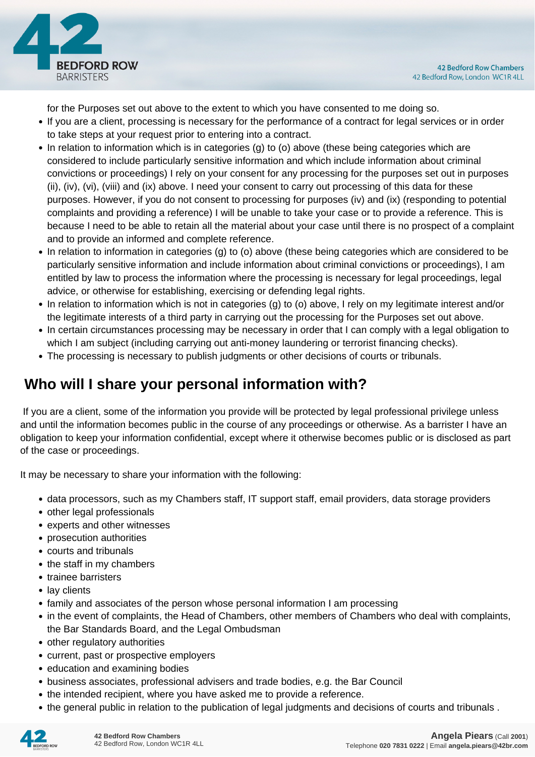for the Purposes set out above to the extent to which you have consented to me doing so.

- If you are a client, processing is necessary for the performance of a contract for legal services or in order to take steps at your request prior to entering into a contract.
- In relation to information which is in categories (g) to (o) above (these being categories which are considered to include particularly sensitive information and which include information about criminal convictions or proceedings) I rely on your consent for any processing for the purposes set out in purposes (ii), (iv), (vi), (viii) and (ix) above. I need your consent to carry out processing of this data for these purposes. However, if you do not consent to processing for purposes (iv) and (ix) (responding to potential complaints and providing a reference) I will be unable to take your case or to provide a reference. This is because I need to be able to retain all the material about your case until there is no prospect of a complaint and to provide an informed and complete reference.
- In relation to information in categories (g) to (o) above (these being categories which are considered to be particularly sensitive information and include information about criminal convictions or proceedings), I am entitled by law to process the information where the processing is necessary for legal proceedings, legal advice, or otherwise for establishing, exercising or defending legal rights.
- In relation to information which is not in categories (g) to (o) above, I rely on my legitimate interest and/or the legitimate interests of a third party in carrying out the processing for the Purposes set out above.
- In certain circumstances processing may be necessary in order that I can comply with a legal obligation to which I am subject (including carrying out anti-money laundering or terrorist financing checks).
- The processing is necessary to publish judgments or other decisions of courts or tribunals.

## Who will I share your personal information with?

If you are a client, some of the information you provide will be protected by legal professional privilege unless and until the information becomes public in the course of any proceedings or otherwise. As a barrister I have an obligation to keep your information confidential, except where it otherwise becomes public or is disclosed as part of the case or proceedings.

It may be necessary to share your information with the following:

- data processors, such as my Chambers staff, IT support staff, email providers, data storage providers
- other legal professionals
- experts and other witnesses
- prosecution authorities
- courts and tribunals
- the staff in my chambers
- trainee barristers
- lay clients
- family and associates of the person whose personal information I am processing
- in the event of complaints, the Head of Chambers, other members of Chambers who deal with complaints, the Bar Standards Board, and the Legal Ombudsman
- other regulatory authorities
- current, past or prospective employers
- education and examining bodies
- business associates, professional advisers and trade bodies, e.g. the Bar Council
- the intended recipient, where you have asked me to provide a reference.
- the general public in relation to the publication of legal judgments and decisions of courts and tribunals .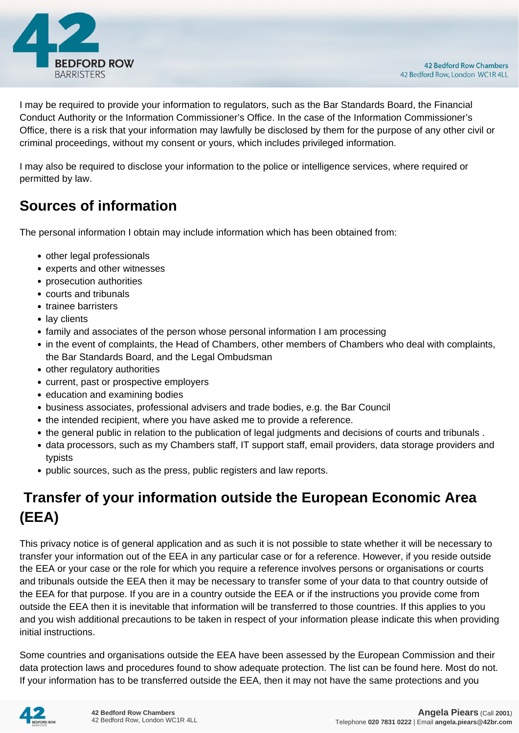I may be required to provide your information to regulators, such as the Bar Standards Board, the Financial Conduct Authority or the Information Commissioner's Office. In the case of the Information Commissioner's Office, there is a risk that your information may lawfully be disclosed by them for the purpose of any other civil or criminal proceedings, without my consent or yours, which includes privileged information.

I may also be required to disclose your information to the police or intelligence services, where required or permitted by law.

## Sources of information

The personal information I obtain may include information which has been obtained from:

- other legal professionals
- experts and other witnesses
- prosecution authorities
- courts and tribunals
- trainee barristers
- lay clients
- family and associates of the person whose personal information I am processing
- in the event of complaints, the Head of Chambers, other members of Chambers who deal with complaints, the Bar Standards Board, and the Legal Ombudsman
- other regulatory authorities
- current, past or prospective employers
- education and examining bodies
- business associates, professional advisers and trade bodies, e.g. the Bar Council
- the intended recipient, where you have asked me to provide a reference.
- the general public in relation to the publication of legal judgments and decisions of courts and tribunals .
- data processors, such as my Chambers staff, IT support staff, email providers, data storage providers and typists
- public sources, such as the press, public registers and law reports.

## Transfer of your information outside the European Economic Area (EEA)

This privacy notice is of general application and as such it is not possible to state whether it will be necessary to transfer your information out of the EEA in any particular case or for a reference. However, if you reside outside the EEA or your case or the role for which you require a reference involves persons or organisations or courts and tribunals outside the EEA then it may be necessary to transfer some of your data to that country outside of the EEA for that purpose. If you are in a country outside the EEA or if the instructions you provide come from outside the EEA then it is inevitable that information will be transferred to those countries. If this applies to you and you wish additional precautions to be taken in respect of your information please indicate this when providing initial instructions.

Some countries and organisations outside the EEA have been assessed by the European Commission and their data protection laws and procedures found to show adequate protection. The list can be found here. Most do not. If your information has to be transferred outside the EEA, then it may not have the same protections and you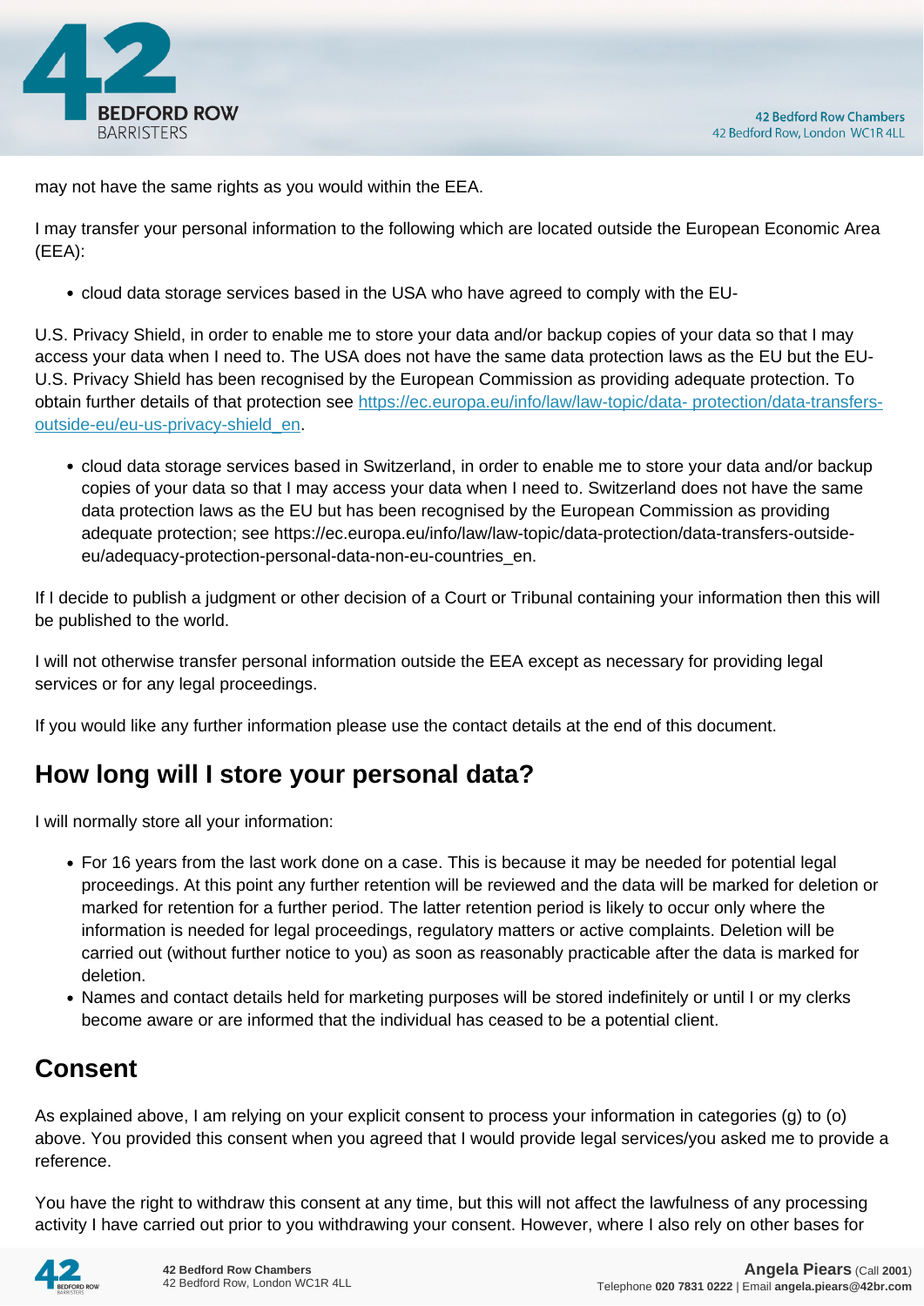may not have the same rights as you would within the EEA.

I may transfer your personal information to the following which are located outside the European Economic Area (EEA):

- cloud data storage services based in the USA who have agreed to comply with the EU-

U.S. Privacy Shield, in order to enable me to store your data and/or backup copies of your data so that I may access your data when I need to. The USA does not have the same data protection laws as the EU but the EU-U.S. Privacy Shield has been recognised by the European Commission as providing adequate protection. To obtain further details of that protection see [https://ec.europa.eu/info/law/law-topic/data- protection/data-transfers-outside-eu/eu-us-privacy-shield_en](https://ec.europa.eu/info/law/law-topic/data-protection/data-transfers-outside-eu/eu-us-privacy-shield_en).

- cloud data storage services based in Switzerland, in order to enable me to store your data and/or backup copies of your data so that I may access your data when I need to. Switzerland does not have the same data protection laws as the EU but has been recognised by the European Commission as providing adequate protection; see https://ec.europa.eu/info/law/law-topic/data-protection/data-transfers-outside-eu/adequacy-protection-personal-data-non-eu-countries_en.

If I decide to publish a judgment or other decision of a Court or Tribunal containing your information then this will be published to the world.

I will not otherwise transfer personal information outside the EEA except as necessary for providing legal services or for any legal proceedings.

If you would like any further information please use the contact details at the end of this document.

## How long will I store your personal data?

I will normally store all your information:

- For 16 years from the last work done on a case. This is because it may be needed for potential legal proceedings. At this point any further retention will be reviewed and the data will be marked for deletion or marked for retention for a further period. The latter retention period is likely to occur only where the information is needed for legal proceedings, regulatory matters or active complaints. Deletion will be carried out (without further notice to you) as soon as reasonably practicable after the data is marked for deletion.
- Names and contact details held for marketing purposes will be stored indefinitely or until I or my clerks become aware or are informed that the individual has ceased to be a potential client.

## Consent

As explained above, I am relying on your explicit consent to process your information in categories (g) to (o) above. You provided this consent when you agreed that I would provide legal services/you asked me to provide a reference.

You have the right to withdraw this consent at any time, but this will not affect the lawfulness of any processing activity I have carried out prior to you withdrawing your consent. However, where I also rely on other bases for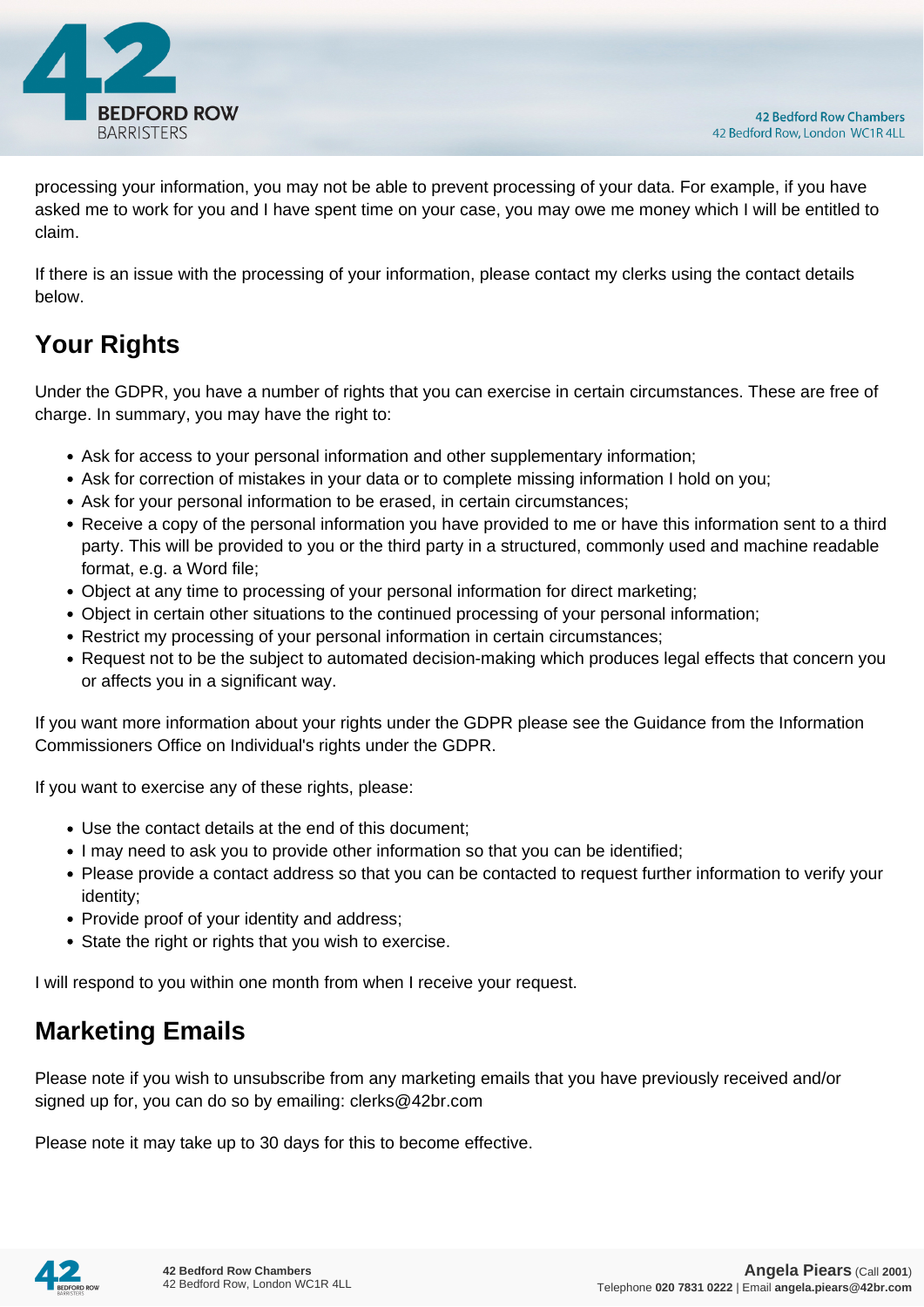processing your information, you may not be able to prevent processing of your data. For example, if you have asked me to work for you and I have spent time on your case, you may owe me money which I will be entitled to claim.

If there is an issue with the processing of your information, please contact my clerks using the contact details below.

## Your Rights

Under the GDPR, you have a number of rights that you can exercise in certain circumstances. These are free of charge. In summary, you may have the right to:

- Ask for access to your personal information and other supplementary information;
- Ask for correction of mistakes in your data or to complete missing information I hold on you;
- Ask for your personal information to be erased, in certain circumstances;
- Receive a copy of the personal information you have provided to me or have this information sent to a third party. This will be provided to you or the third party in a structured, commonly used and machine readable format, e.g. a Word file;
- Object at any time to processing of your personal information for direct marketing;
- Object in certain other situations to the continued processing of your personal information;
- Restrict my processing of your personal information in certain circumstances;
- Request not to be the subject to automated decision-making which produces legal effects that concern you or affects you in a significant way.

If you want more information about your rights under the GDPR please see the Guidance from the Information Commissioners Office on Individual's rights under the GDPR.

If you want to exercise any of these rights, please:

- Use the contact details at the end of this document;
- I may need to ask you to provide other information so that you can be identified;
- Please provide a contact address so that you can be contacted to request further information to verify your identity;
- Provide proof of your identity and address;
- State the right or rights that you wish to exercise.

I will respond to you within one month from when I receive your request.

## Marketing Emails

Please note if you wish to unsubscribe from any marketing emails that you have previously received and/or signed up for, you can do so by emailing: clerks@42br.com

Please note it may take up to 30 days for this to become effective.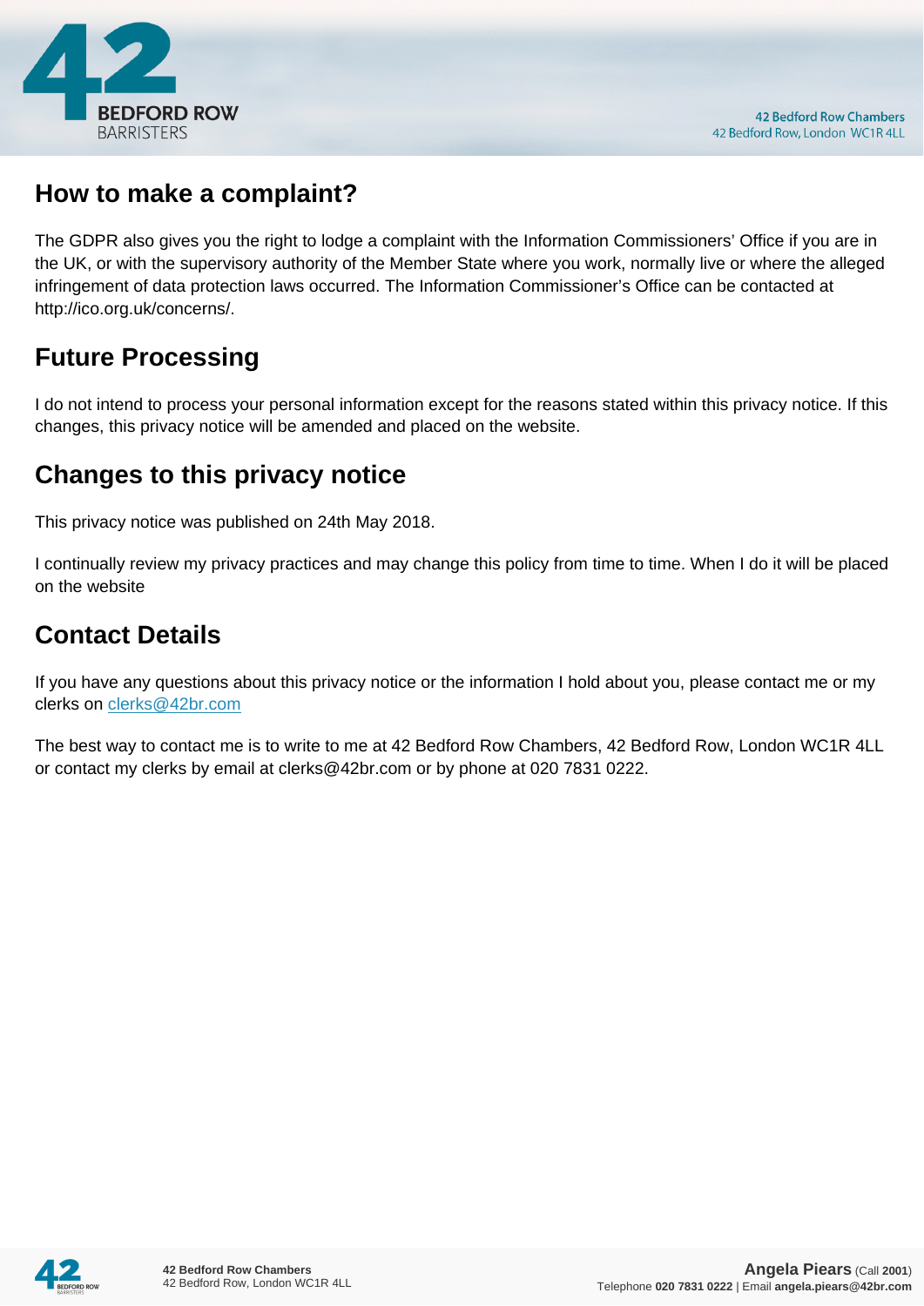## How to make a complaint?

The GDPR also gives you the right to lodge a complaint with the Information Commissioners' Office if you are in the UK, or with the supervisory authority of the Member State where you work, normally live or where the alleged infringement of data protection laws occurred. The Information Commissioner's Office can be contacted at http://ico.org.uk/concerns/.

## Future Processing

I do not intend to process your personal information except for the reasons stated within this privacy notice. If this changes, this privacy notice will be amended and placed on the website.

## Changes to this privacy notice

This privacy notice was published on 24th May 2018.

I continually review my privacy practices and may change this policy from time to time. When I do it will be placed on the website

## Contact Details

If you have any questions about this privacy notice or the information I hold about you, please contact me or my clerks on clerks@42br.com

The best way to contact me is to write to me at 42 Bedford Row Chambers, 42 Bedford Row, London WC1R 4LL or contact my clerks by email at clerks@42br.com or by phone at 020 7831 0222.